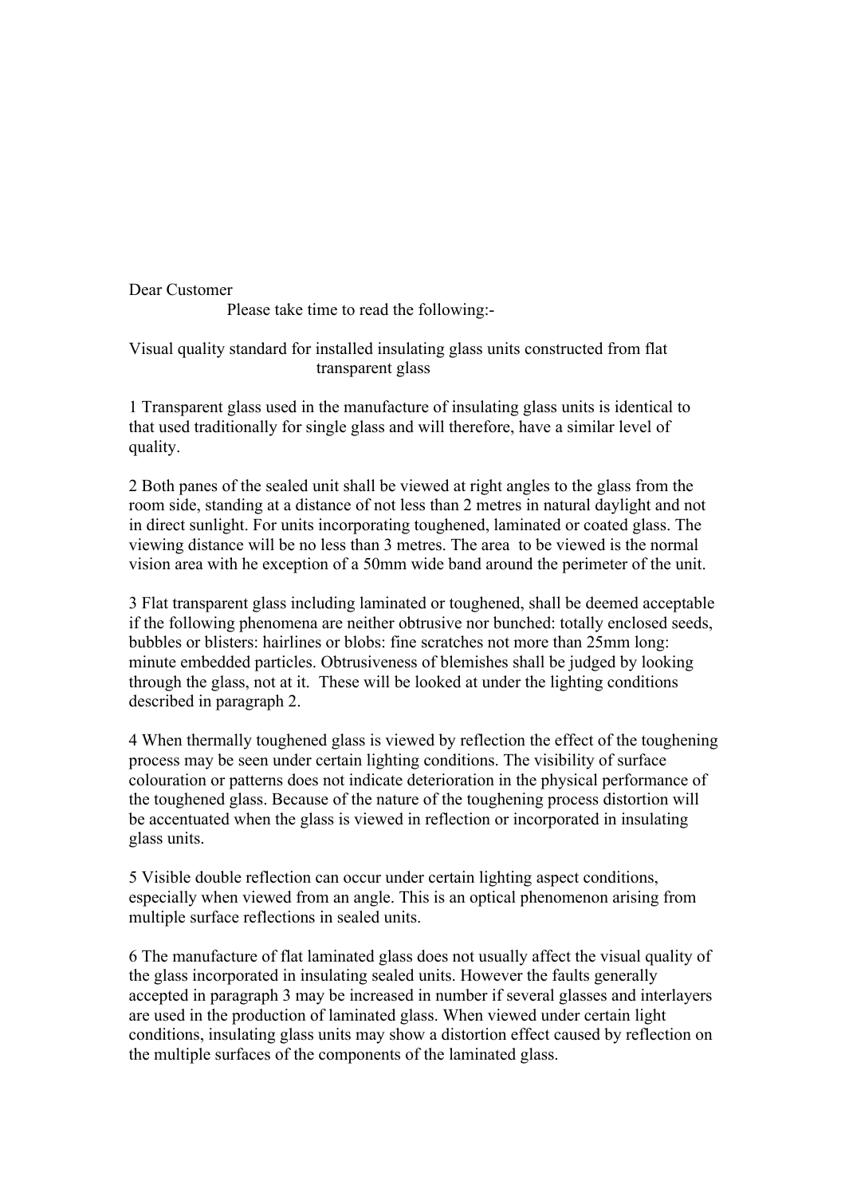Dear Customer

Please take time to read the following:-

Visual quality standard for installed insulating glass units constructed from flat transparent glass

1 Transparent glass used in the manufacture of insulating glass units is identical to that used traditionally for single glass and will therefore, have a similar level of quality.

2 Both panes of the sealed unit shall be viewed at right angles to the glass from the room side, standing at a distance of not less than 2 metres in natural daylight and not in direct sunlight. For units incorporating toughened, laminated or coated glass. The viewing distance will be no less than 3 metres. The area to be viewed is the normal vision area with he exception of a 50mm wide band around the perimeter of the unit.

3 Flat transparent glass including laminated or toughened, shall be deemed acceptable if the following phenomena are neither obtrusive nor bunched: totally enclosed seeds, bubbles or blisters: hairlines or blobs: fine scratches not more than 25mm long: minute embedded particles. Obtrusiveness of blemishes shall be judged by looking through the glass, not at it. These will be looked at under the lighting conditions described in paragraph 2.

4 When thermally toughened glass is viewed by reflection the effect of the toughening process may be seen under certain lighting conditions. The visibility of surface colouration or patterns does not indicate deterioration in the physical performance of the toughened glass. Because of the nature of the toughening process distortion will be accentuated when the glass is viewed in reflection or incorporated in insulating glass units.

5 Visible double reflection can occur under certain lighting aspect conditions, especially when viewed from an angle. This is an optical phenomenon arising from multiple surface reflections in sealed units.

6 The manufacture of flat laminated glass does not usually affect the visual quality of the glass incorporated in insulating sealed units. However the faults generally accepted in paragraph 3 may be increased in number if several glasses and interlayers are used in the production of laminated glass. When viewed under certain light conditions, insulating glass units may show a distortion effect caused by reflection on the multiple surfaces of the components of the laminated glass.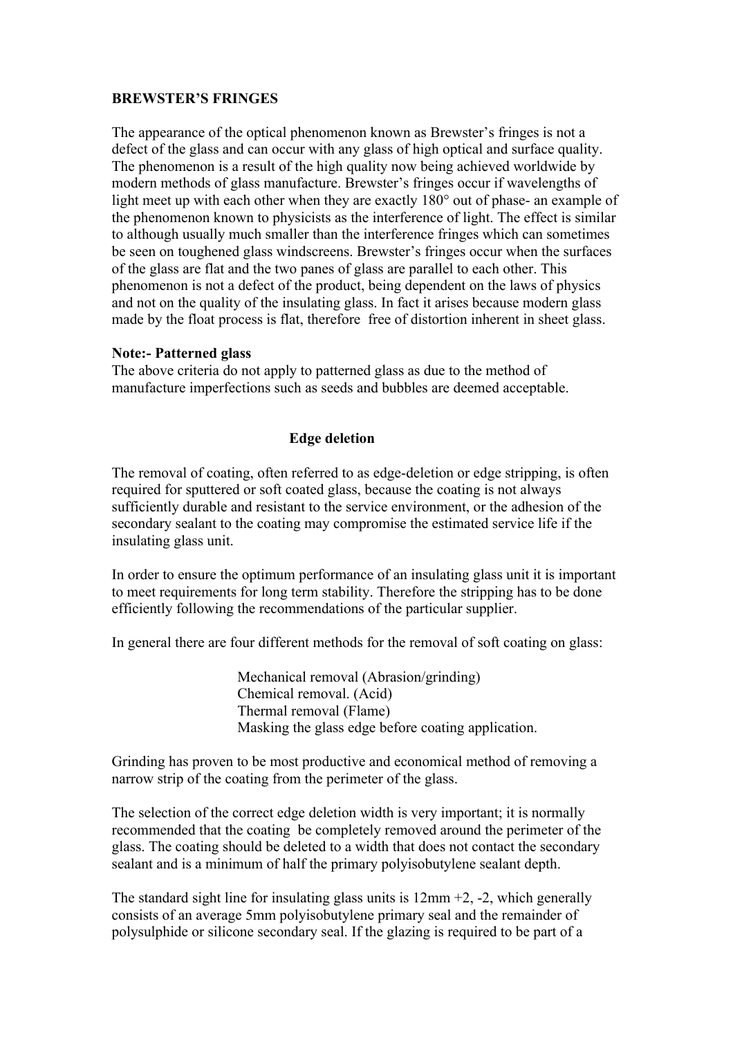**BREWSTER'S FRINGES**

The appearance of the optical phenomenon known as Brewster's fringes is not a defect of the glass and can occur with any glass of high optical and surface quality. The phenomenon is a result of the high quality now being achieved worldwide by modern methods of glass manufacture. Brewster's fringes occur if wavelengths of light meet up with each other when they are exactly 180° out of phase- an example of the phenomenon known to physicists as the interference of light. The effect is similar to although usually much smaller than the interference fringes which can sometimes be seen on toughened glass windscreens. Brewster's fringes occur when the surfaces of the glass are flat and the two panes of glass are parallel to each other. This phenomenon is not a defect of the product, being dependent on the laws of physics and not on the quality of the insulating glass. In fact it arises because modern glass made by the float process is flat, therefore free of distortion inherent in sheet glass.

**Note:- Patterned glass**
The above criteria do not apply to patterned glass as due to the method of manufacture imperfections such as seeds and bubbles are deemed acceptable.

**Edge deletion**

The removal of coating, often referred to as edge-deletion or edge stripping, is often required for sputtered or soft coated glass, because the coating is not always sufficiently durable and resistant to the service environment, or the adhesion of the secondary sealant to the coating may compromise the estimated service life if the insulating glass unit.

In order to ensure the optimum performance of an insulating glass unit it is important to meet requirements for long term stability. Therefore the stripping has to be done efficiently following the recommendations of the particular supplier.

In general there are four different methods for the removal of soft coating on glass:

- Mechanical removal (Abrasion/grinding)
- Chemical removal. (Acid)
- Thermal removal (Flame)
- Masking the glass edge before coating application.

Grinding has proven to be most productive and economical method of removing a narrow strip of the coating from the perimeter of the glass.

The selection of the correct edge deletion width is very important; it is normally recommended that the coating be completely removed around the perimeter of the glass. The coating should be deleted to a width that does not contact the secondary sealant and is a minimum of half the primary polyisobutylene sealant depth.

The standard sight line for insulating glass units is 12mm +2, -2, which generally consists of an average 5mm polyisobutylene primary seal and the remainder of polysulphide or silicone secondary seal. If the glazing is required to be part of a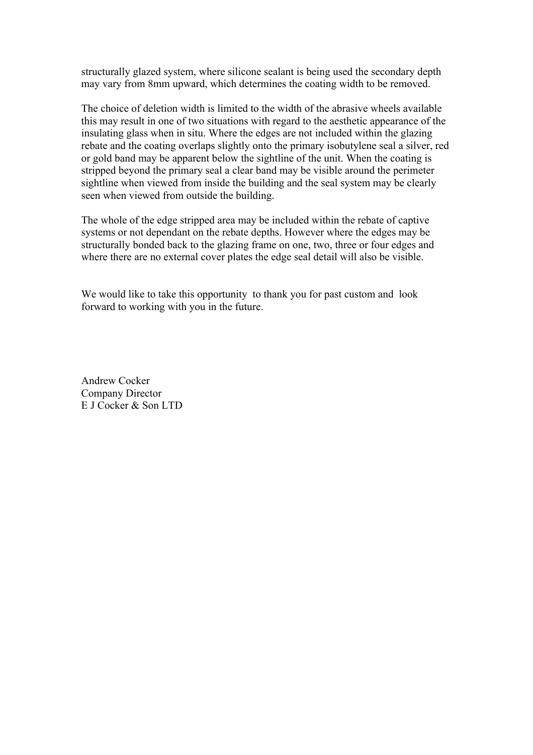structurally glazed system, where silicone sealant is being used the secondary depth may vary from 8mm upward, which determines the coating width to be removed.

The choice of deletion width is limited to the width of the abrasive wheels available this may result in one of two situations with regard to the aesthetic appearance of the insulating glass when in situ. Where the edges are not included within the glazing rebate and the coating overlaps slightly onto the primary isobutylene seal a silver, red or gold band may be apparent below the sightline of the unit. When the coating is stripped beyond the primary seal a clear band may be visible around the perimeter sightline when viewed from inside the building and the seal system may be clearly seen when viewed from outside the building.

The whole of the edge stripped area may be included within the rebate of captive systems or not dependant on the rebate depths. However where the edges may be structurally bonded back to the glazing frame on one, two, three or four edges and where there are no external cover plates the edge seal detail will also be visible.

We would like to take this opportunity to thank you for past custom and look forward to working with you in the future.

Andrew Cocker  
Company Director  
E J Cocker & Son LTD